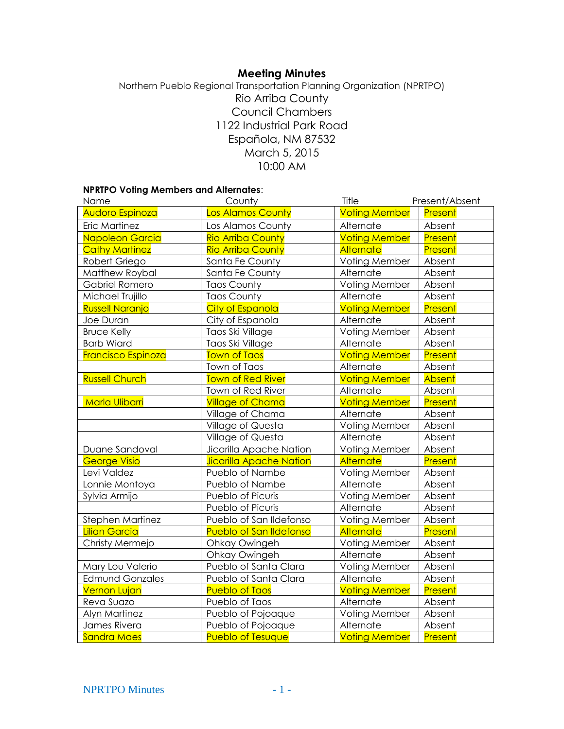# Meeting Minutes

Northern Pueblo Regional Transportation Planning Organization (NPRTPO)
Rio Arriba County
Council Chambers
1122 Industrial Park Road
Española, NM 87532
March 5, 2015
10:00 AM

**NPRTPO Voting Members and Alternates**:

| Name | County | Title | Present/Absent |
|---|---|---|---|
| Audoro Espinoza | Los Alamos County | Voting Member | Present |
| Eric Martinez | Los Alamos County | Alternate | Absent |
| Napoleon Garcia | Rio Arriba County | Voting Member | Present |
| Cathy Martinez | Rio Arriba County | Alternate | Present |
| Robert Griego | Santa Fe County | Voting Member | Absent |
| Matthew Roybal | Santa Fe County | Alternate | Absent |
| Gabriel Romero | Taos County | Voting Member | Absent |
| Michael Trujillo | Taos County | Alternate | Absent |
| Russell Naranjo | City of Espanola | Voting Member | Present |
| Joe Duran | City of Espanola | Alternate | Absent |
| Bruce Kelly | Taos Ski Village | Voting Member | Absent |
| Barb Wiard | Taos Ski Village | Alternate | Absent |
| Francisco Espinoza | Town of Taos | Voting Member | Present |
| | Town of Taos | Alternate | Absent |
| Russell Church | Town of Red River | Voting Member | Absent |
| | Town of Red River | Alternate | Absent |
| Marla Ulibarri | Village of Chama | Voting Member | Present |
| | Village of Chama | Alternate | Absent |
| | Village of Questa | Voting Member | Absent |
| | Village of Questa | Alternate | Absent |
| Duane Sandoval | Jicarilla Apache Nation | Voting Member | Absent |
| George Visio | Jicarilla Apache Nation | Alternate | Present |
| Levi Valdez | Pueblo of Nambe | Voting Member | Absent |
| Lonnie Montoya | Pueblo of Nambe | Alternate | Absent |
| Sylvia Armijo | Pueblo of Picuris | Voting Member | Absent |
| | Pueblo of Picuris | Alternate | Absent |
| Stephen Martinez | Pueblo of San Ildefonso | Voting Member | Absent |
| Lilian Garcia | Pueblo of San Ildefonso | Alternate | Present |
| Christy Mermejo | Ohkay Owingeh | Voting Member | Absent |
| | Ohkay Owingeh | Alternate | Absent |
| Mary Lou Valerio | Pueblo of Santa Clara | Voting Member | Absent |
| Edmund Gonzales | Pueblo of Santa Clara | Alternate | Absent |
| Vernon Lujan | Pueblo of Taos | Voting Member | Present |
| Reva Suazo | Pueblo of Taos | Alternate | Absent |
| Alyn Martinez | Pueblo of Pojoaque | Voting Member | Absent |
| James Rivera | Pueblo of Pojoaque | Alternate | Absent |
| Sandra Maes | Pueblo of Tesuque | Voting Member | Present |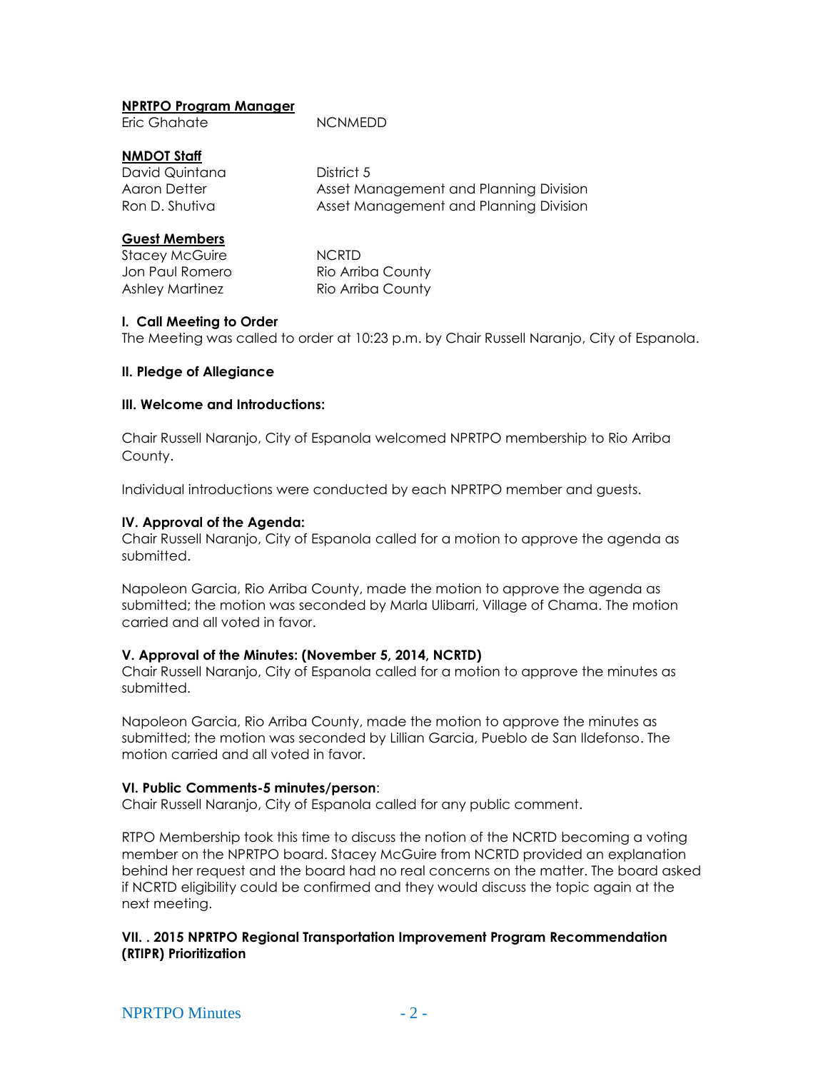**NPRTPO Program Manager**

| | |
|---|---|
| Eric Ghahate | NCNMEDD |

**NMDOT Staff**

| | |
|---|---|
| David Quintana | District 5 |
| Aaron Detter | Asset Management and Planning Division |
| Ron D. Shutiva | Asset Management and Planning Division |

**Guest Members**

| | |
|---|---|
| Stacey McGuire | NCRTD |
| Jon Paul Romero | Rio Arriba County |
| Ashley Martinez | Rio Arriba County |

**I. Call Meeting to Order**

The Meeting was called to order at 10:23 p.m. by Chair Russell Naranjo, City of Espanola.

**II. Pledge of Allegiance**

**III. Welcome and Introductions:**

Chair Russell Naranjo, City of Espanola welcomed NPRTPO membership to Rio Arriba County.

Individual introductions were conducted by each NPRTPO member and guests.

**IV. Approval of the Agenda:**

Chair Russell Naranjo, City of Espanola called for a motion to approve the agenda as submitted.

Napoleon Garcia, Rio Arriba County, made the motion to approve the agenda as submitted; the motion was seconded by Marla Ulibarri, Village of Chama. The motion carried and all voted in favor.

**V. Approval of the Minutes: (November 5, 2014, NCRTD)**

Chair Russell Naranjo, City of Espanola called for a motion to approve the minutes as submitted.

Napoleon Garcia, Rio Arriba County, made the motion to approve the minutes as submitted; the motion was seconded by Lillian Garcia, Pueblo de San Ildefonso. The motion carried and all voted in favor.

**VI. Public Comments-5 minutes/person**:

Chair Russell Naranjo, City of Espanola called for any public comment.

RTPO Membership took this time to discuss the notion of the NCRTD becoming a voting member on the NPRTPO board. Stacey McGuire from NCRTD provided an explanation behind her request and the board had no real concerns on the matter. The board asked if NCRTD eligibility could be confirmed and they would discuss the topic again at the next meeting.

**VII. . 2015 NPRTPO Regional Transportation Improvement Program Recommendation (RTIPR) Prioritization**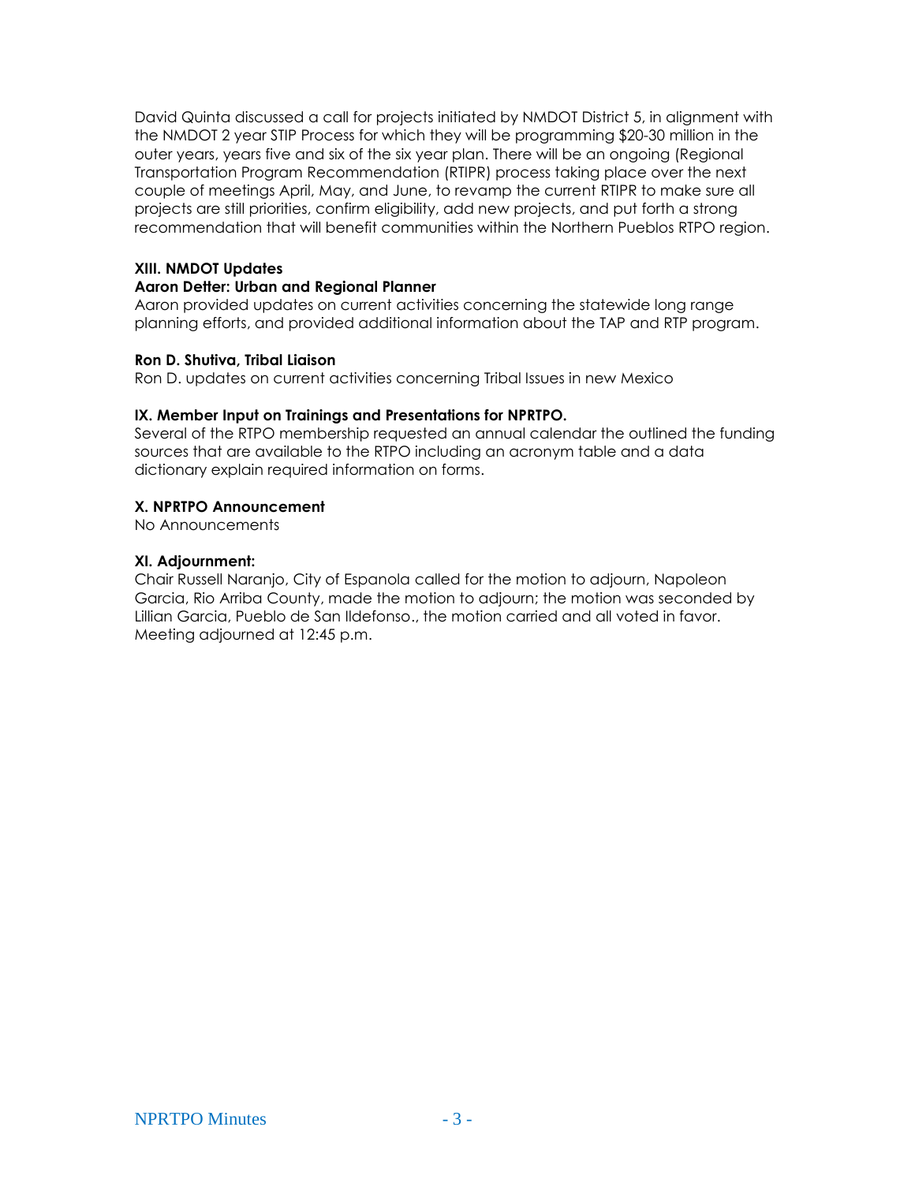David Quinta discussed a call for projects initiated by NMDOT District 5, in alignment with the NMDOT 2 year STIP Process for which they will be programming $20-30 million in the outer years, years five and six of the six year plan. There will be an ongoing (Regional Transportation Program Recommendation (RTIPR) process taking place over the next couple of meetings April, May, and June, to revamp the current RTIPR to make sure all projects are still priorities, confirm eligibility, add new projects, and put forth a strong recommendation that will benefit communities within the Northern Pueblos RTPO region.

**XIII. NMDOT Updates**

**Aaron Detter: Urban and Regional Planner**

Aaron provided updates on current activities concerning the statewide long range planning efforts, and provided additional information about the TAP and RTP program.

**Ron D. Shutiva, Tribal Liaison**

Ron D. updates on current activities concerning Tribal Issues in new Mexico

**IX. Member Input on Trainings and Presentations for NPRTPO.**

Several of the RTPO membership requested an annual calendar the outlined the funding sources that are available to the RTPO including an acronym table and a data dictionary explain required information on forms.

**X. NPRTPO Announcement**

No Announcements

**XI. Adjournment:**

Chair Russell Naranjo, City of Espanola called for the motion to adjourn, Napoleon Garcia, Rio Arriba County, made the motion to adjourn; the motion was seconded by Lillian Garcia, Pueblo de San Ildefonso., the motion carried and all voted in favor. Meeting adjourned at 12:45 p.m.